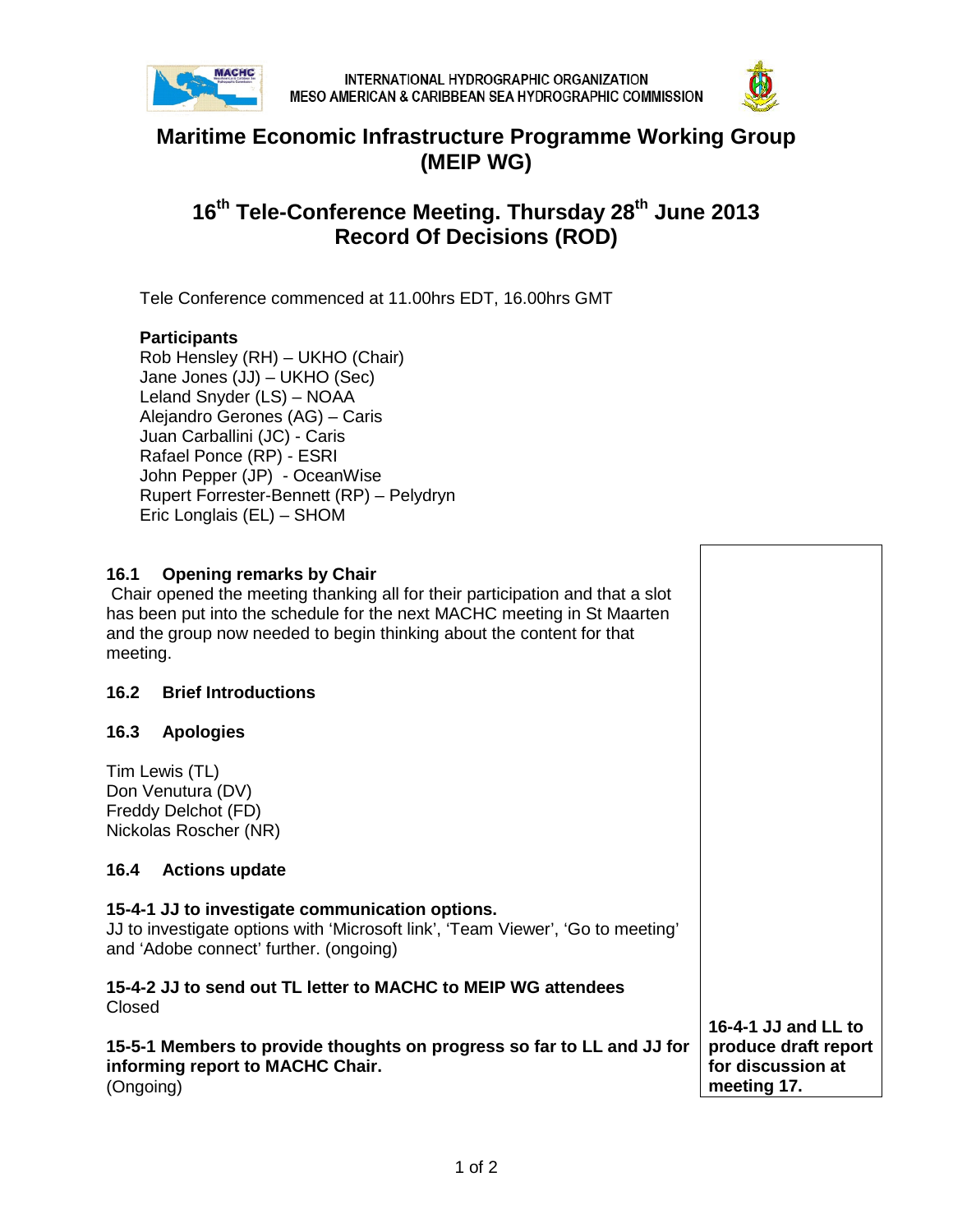INTERNATIONAL HYDROGRAPHIC ORGANIZATION
MESO AMERICAN & CARIBBEAN SEA HYDROGRAPHIC COMMISSION

# Maritime Economic Infrastructure Programme Working Group (MEIP WG)

## 16th Tele-Conference Meeting. Thursday 28th June 2013 Record Of Decisions (ROD)

Tele Conference commenced at 11.00hrs EDT, 16.00hrs GMT

**Participants**

Rob Hensley (RH) – UKHO (Chair)
Jane Jones (JJ) – UKHO (Sec)
Leland Snyder (LS) – NOAA
Alejandro Gerones (AG) – Caris
Juan Carballini (JC) - Caris
Rafael Ponce (RP) - ESRI
John Pepper (JP) - OceanWise
Rupert Forrester-Bennett (RP) – Pelydryn
Eric Longlais (EL) – SHOM

### 16.1 Opening remarks by Chair

Chair opened the meeting thanking all for their participation and that a slot has been put into the schedule for the next MACHC meeting in St Maarten and the group now needed to begin thinking about the content for that meeting.

### 16.2 Brief Introductions

### 16.3 Apologies

Tim Lewis (TL)
Don Venutura (DV)
Freddy Delchot (FD)
Nickolas Roscher (NR)

### 16.4 Actions update

**15-4-1 JJ to investigate communication options.**
JJ to investigate options with 'Microsoft link', 'Team Viewer', 'Go to meeting' and 'Adobe connect' further. (ongoing)

**15-4-2 JJ to send out TL letter to MACHC to MEIP WG attendees**
Closed

**15-5-1 Members to provide thoughts on progress so far to LL and JJ for informing report to MACHC Chair.**
(Ongoing)

**16-4-1 JJ and LL to produce draft report for discussion at meeting 17.**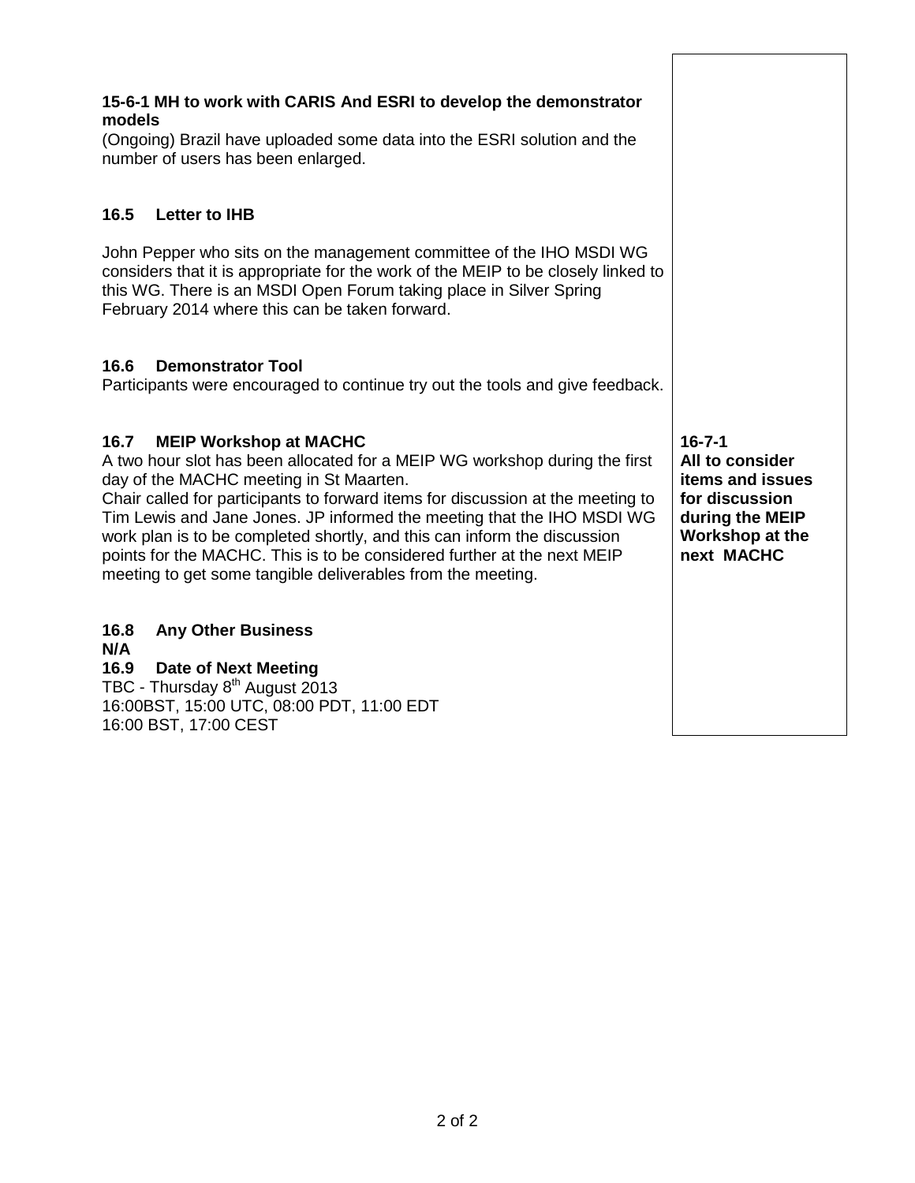**15-6-1 MH to work with CARIS And ESRI to develop the demonstrator models**

(Ongoing) Brazil have uploaded some data into the ESRI solution and the number of users has been enlarged.

### 16.5 Letter to IHB

John Pepper who sits on the management committee of the IHO MSDI WG considers that it is appropriate for the work of the MEIP to be closely linked to this WG. There is an MSDI Open Forum taking place in Silver Spring February 2014 where this can be taken forward.

### 16.6 Demonstrator Tool

Participants were encouraged to continue try out the tools and give feedback.

### 16.7 MEIP Workshop at MACHC

A two hour slot has been allocated for a MEIP WG workshop during the first day of the MACHC meeting in St Maarten.

Chair called for participants to forward items for discussion at the meeting to Tim Lewis and Jane Jones. JP informed the meeting that the IHO MSDI WG work plan is to be completed shortly, and this can inform the discussion points for the MACHC. This is to be considered further at the next MEIP meeting to get some tangible deliverables from the meeting.

**16-7-1**
**All to consider items and issues for discussion during the MEIP Workshop at the next MACHC**

### 16.8 Any Other Business

**N/A**

### 16.9 Date of Next Meeting

TBC - Thursday 8th August 2013
16:00BST, 15:00 UTC, 08:00 PDT, 11:00 EDT
16:00 BST, 17:00 CEST